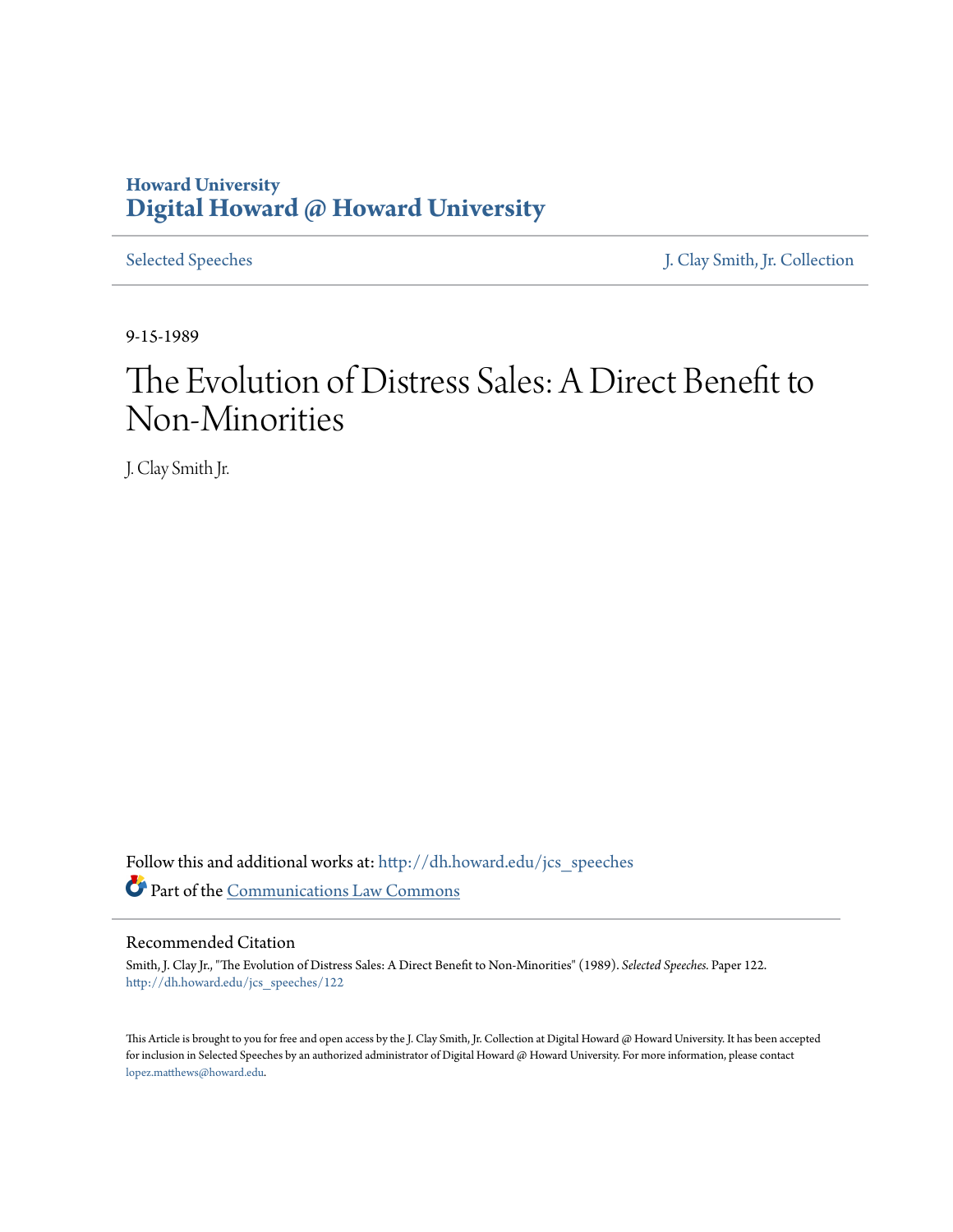Howard University
**Digital Howard @ Howard University**

Selected Speeches | J. Clay Smith, Jr. Collection

9-15-1989

# The Evolution of Distress Sales: A Direct Benefit to Non-Minorities

J. Clay Smith Jr.

Follow this and additional works at: http://dh.howard.edu/jcs_speeches

Part of the Communications Law Commons

## Recommended Citation

Smith, J. Clay Jr., "The Evolution of Distress Sales: A Direct Benefit to Non-Minorities" (1989). *Selected Speeches.* Paper 122.
http://dh.howard.edu/jcs_speeches/122

This Article is brought to you for free and open access by the J. Clay Smith, Jr. Collection at Digital Howard @ Howard University. It has been accepted for inclusion in Selected Speeches by an authorized administrator of Digital Howard @ Howard University. For more information, please contact lopez.matthews@howard.edu.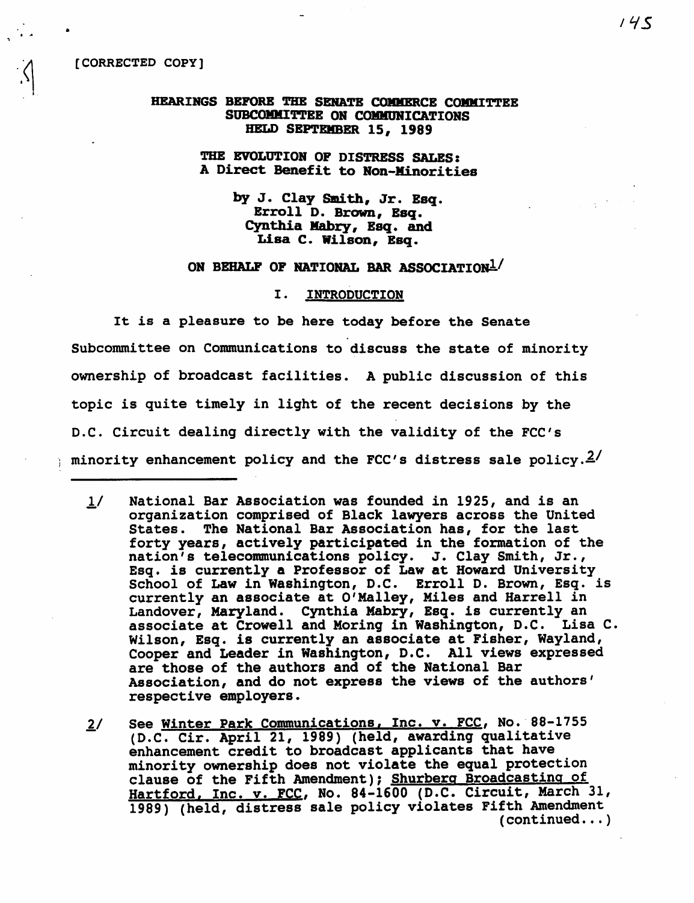[CORRECTED COPY]

**HEARINGS BEFORE THE SENATE COMMERCE COMMITTEE SUBCOMMITTEE ON COMMUNICATIONS HELD SEPTEMBER 15, 1989**

**THE EVOLUTION OF DISTRESS SALES: A Direct Benefit to Non-Minorities**

**by J. Clay Smith, Jr. Esq.
Erroll D. Brown, Esq.
Cynthia Mabry, Esq. and
Lisa C. Wilson, Esq.**

**ON BEHALF OF NATIONAL BAR ASSOCIATION[1]**

## I. INTRODUCTION

It is a pleasure to be here today before the Senate Subcommittee on Communications to discuss the state of minority ownership of broadcast facilities. A public discussion of this topic is quite timely in light of the recent decisions by the D.C. Circuit dealing directly with the validity of the FCC's minority enhancement policy and the FCC's distress sale policy.[2]

---

1/ National Bar Association was founded in 1925, and is an organization comprised of Black lawyers across the United States. The National Bar Association has, for the last forty years, actively participated in the formation of the nation's telecommunications policy. J. Clay Smith, Jr., Esq. is currently a Professor of Law at Howard University School of Law in Washington, D.C. Erroll D. Brown, Esq. is currently an associate at O'Malley, Miles and Harrell in Landover, Maryland. Cynthia Mabry, Esq. is currently an associate at Crowell and Moring in Washington, D.C. Lisa C. Wilson, Esq. is currently an associate at Fisher, Wayland, Cooper and Leader in Washington, D.C. All views expressed are those of the authors and of the National Bar Association, and do not express the views of the authors' respective employers.

2/ See Winter Park Communications, Inc. v. FCC, No. 88-1755 (D.C. Cir. April 21, 1989) (held, awarding qualitative enhancement credit to broadcast applicants that have minority ownership does not violate the equal protection clause of the Fifth Amendment); Shurberg Broadcasting of Hartford, Inc. v. FCC, No. 84-1600 (D.C. Circuit, March 31, 1989) (held, distress sale policy violates Fifth Amendment (continued...)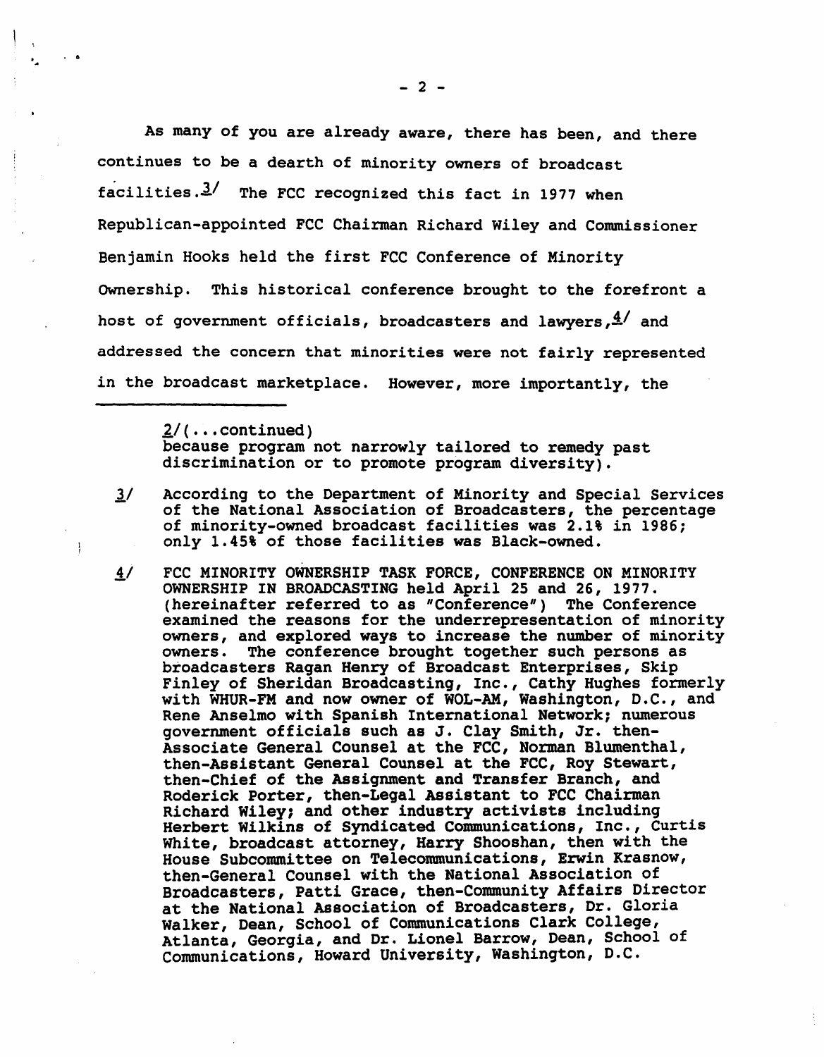As many of you are already aware, there has been, and there continues to be a dearth of minority owners of broadcast facilities.[3] The FCC recognized this fact in 1977 when Republican-appointed FCC Chairman Richard Wiley and Commissioner Benjamin Hooks held the first FCC Conference of Minority Ownership. This historical conference brought to the forefront a host of government officials, broadcasters and lawyers,[4] and addressed the concern that minorities were not fairly represented in the broadcast marketplace. However, more importantly, the

---

2/(...continued) because program not narrowly tailored to remedy past discrimination or to promote program diversity).

3/ According to the Department of Minority and Special Services of the National Association of Broadcasters, the percentage of minority-owned broadcast facilities was 2.1% in 1986; only 1.45% of those facilities was Black-owned.

4/ FCC MINORITY OWNERSHIP TASK FORCE, CONFERENCE ON MINORITY OWNERSHIP IN BROADCASTING held April 25 and 26, 1977. (hereinafter referred to as "Conference") The Conference examined the reasons for the underrepresentation of minority owners, and explored ways to increase the number of minority owners. The conference brought together such persons as broadcasters Ragan Henry of Broadcast Enterprises, Skip Finley of Sheridan Broadcasting, Inc., Cathy Hughes formerly with WHUR-FM and now owner of WOL-AM, Washington, D.C., and Rene Anselmo with Spanish International Network; numerous government officials such as J. Clay Smith, Jr. then-Associate General Counsel at the FCC, Norman Blumenthal, then-Assistant General Counsel at the FCC, Roy Stewart, then-Chief of the Assignment and Transfer Branch, and Roderick Porter, then-Legal Assistant to FCC Chairman Richard Wiley; and other industry activists including Herbert Wilkins of Syndicated Communications, Inc., Curtis White, broadcast attorney, Harry Shooshan, then with the House Subcommittee on Telecommunications, Erwin Krasnow, then-General Counsel with the National Association of Broadcasters, Patti Grace, then-Community Affairs Director at the National Association of Broadcasters, Dr. Gloria Walker, Dean, School of Communications Clark College, Atlanta, Georgia, and Dr. Lionel Barrow, Dean, School of Communications, Howard University, Washington, D.C.